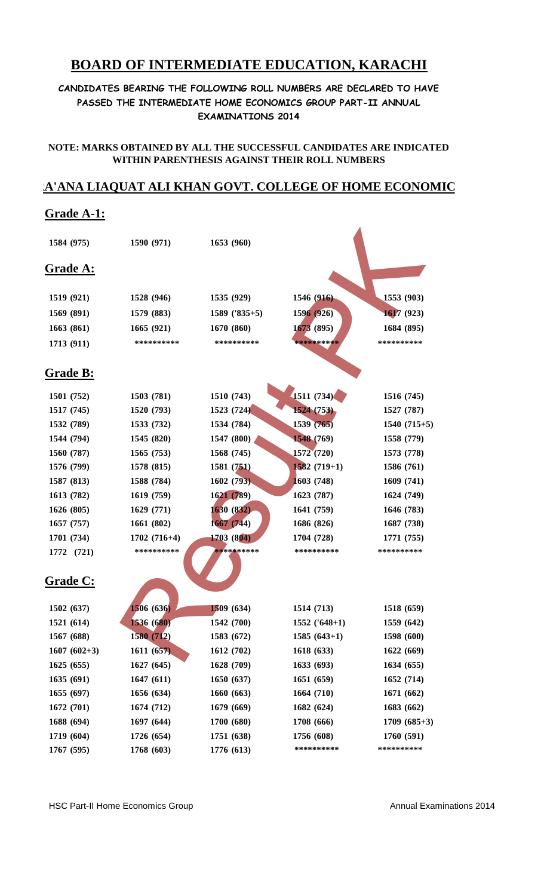# BOARD OF INTERMEDIATE EDUCATION, KARACHI

**CANDIDATES BEARING THE FOLLOWING ROLL NUMBERS ARE DECLARED TO HAVE PASSED THE INTERMEDIATE HOME ECONOMICS GROUP PART-II ANNUAL EXAMINATIONS 2014**

**NOTE: MARKS OBTAINED BY ALL THE SUCCESSFUL CANDIDATES ARE INDICATED WITHIN PARENTHESIS AGAINST THEIR ROLL NUMBERS**

## A'ANA LIAQUAT ALI KHAN GOVT. COLLEGE OF HOME ECONOMIC

### Grade A-1:

| | | | | |
|---|---|---|---|---|
| 1584 (975) | 1590 (971) | 1653 (960) | | |

### Grade A:

| | | | | |
|---|---|---|---|---|
| 1519 (921) | 1528 (946) | 1535 (929) | 1546 (916) | 1553 (903) |
| 1569 (891) | 1579 (883) | 1589 ('835+5) | 1596 (926) | 1617 (923) |
| 1663 (861) | 1665 (921) | 1670 (860) | 1673 (895) | 1684 (895) |
| 1713 (911) | ********** | ********** | ********** | ********** |

### Grade B:

| | | | | |
|---|---|---|---|---|
| 1501 (752) | 1503 (781) | 1510 (743) | 1511 (734) | 1516 (745) |
| 1517 (745) | 1520 (793) | 1523 (724) | 1524 (753) | 1527 (787) |
| 1532 (789) | 1533 (732) | 1534 (784) | 1539 (765) | 1540 (715+5) |
| 1544 (794) | 1545 (820) | 1547 (800) | 1548 (769) | 1558 (779) |
| 1560 (787) | 1565 (753) | 1568 (745) | 1572 (720) | 1573 (778) |
| 1576 (799) | 1578 (815) | 1581 (751) | 1582 (719+1) | 1586 (761) |
| 1587 (813) | 1588 (784) | 1602 (793) | 1603 (748) | 1609 (741) |
| 1613 (782) | 1619 (759) | 1621 (789) | 1623 (787) | 1624 (749) |
| 1626 (805) | 1629 (771) | 1630 (832) | 1641 (759) | 1646 (783) |
| 1657 (757) | 1661 (802) | 1667 (744) | 1686 (826) | 1687 (738) |
| 1701 (734) | 1702 (716+4) | 1703 (804) | 1704 (728) | 1771 (755) |
| 1772 (721) | ********** | ********** | ********** | ********** |

### Grade C:

| | | | | |
|---|---|---|---|---|
| 1502 (637) | 1506 (636) | 1509 (634) | 1514 (713) | 1518 (659) |
| 1521 (614) | 1536 (680) | 1542 (700) | 1552 ('648+1) | 1559 (642) |
| 1567 (688) | 1580 (712) | 1583 (672) | 1585 (643+1) | 1598 (600) |
| 1607 (602+3) | 1611 (657) | 1612 (702) | 1618 (633) | 1622 (669) |
| 1625 (655) | 1627 (645) | 1628 (709) | 1633 (693) | 1634 (655) |
| 1635 (691) | 1647 (611) | 1650 (637) | 1651 (659) | 1652 (714) |
| 1655 (697) | 1656 (634) | 1660 (663) | 1664 (710) | 1671 (662) |
| 1672 (701) | 1674 (712) | 1679 (669) | 1682 (624) | 1683 (662) |
| 1688 (694) | 1697 (644) | 1700 (680) | 1708 (666) | 1709 (685+3) |
| 1719 (604) | 1726 (654) | 1751 (638) | 1756 (608) | 1760 (591) |
| 1767 (595) | 1768 (603) | 1776 (613) | ********** | ********** |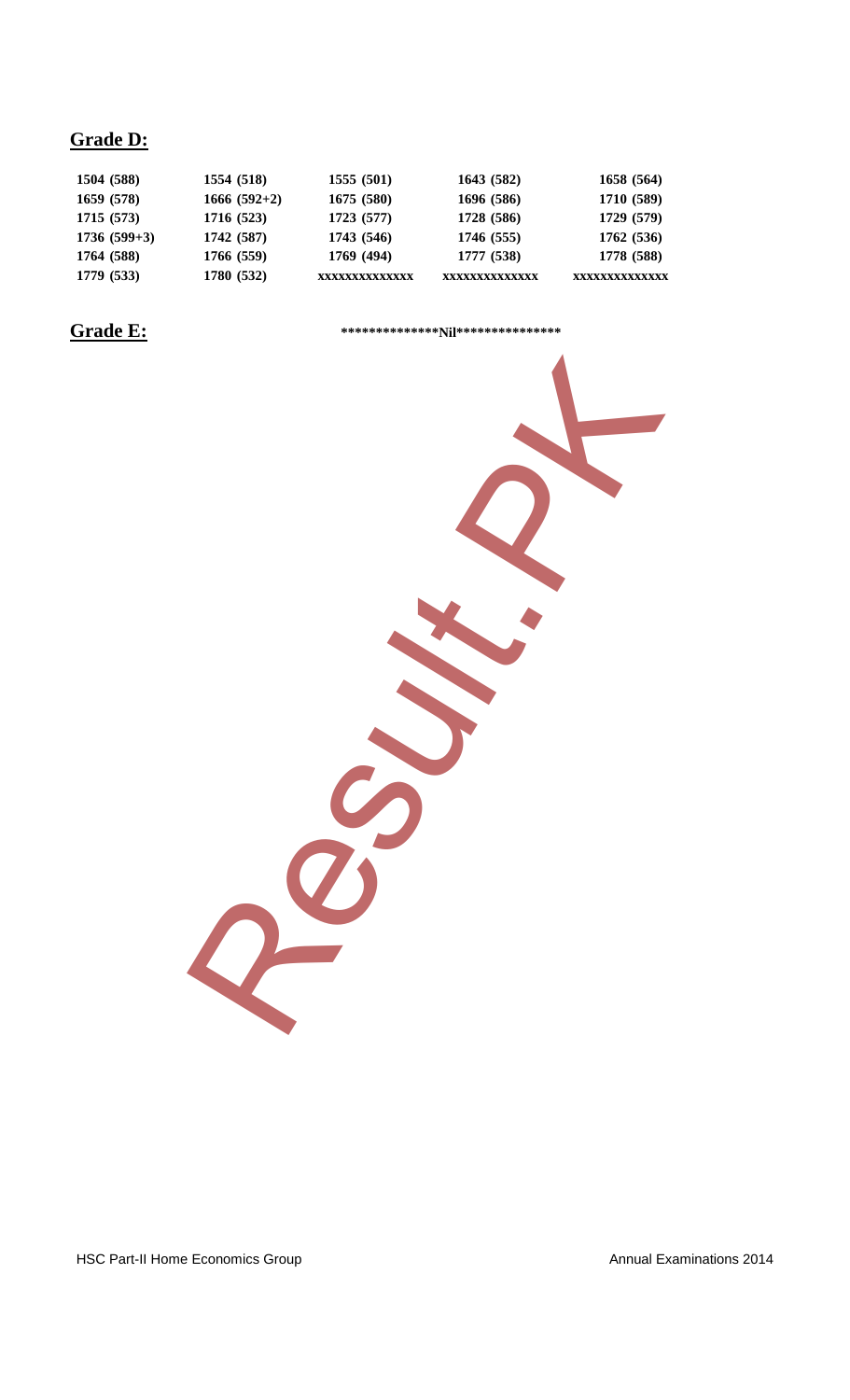## Grade D:

| | | | | |
|---|---|---|---|---|
| **1504 (588)** | **1554 (518)** | **1555 (501)** | **1643 (582)** | **1658 (564)** |
| **1659 (578)** | **1666 (592+2)** | **1675 (580)** | **1696 (586)** | **1710 (589)** |
| **1715 (573)** | **1716 (523)** | **1723 (577)** | **1728 (586)** | **1729 (579)** |
| **1736 (599+3)** | **1742 (587)** | **1743 (546)** | **1746 (555)** | **1762 (536)** |
| **1764 (588)** | **1766 (559)** | **1769 (494)** | **1777 (538)** | **1778 (588)** |
| **1779 (533)** | **1780 (532)** | **xxxxxxxxxxxxxx** | **xxxxxxxxxxxxxx** | **xxxxxxxxxxxxxx** |

## Grade E:

**************Nil***************